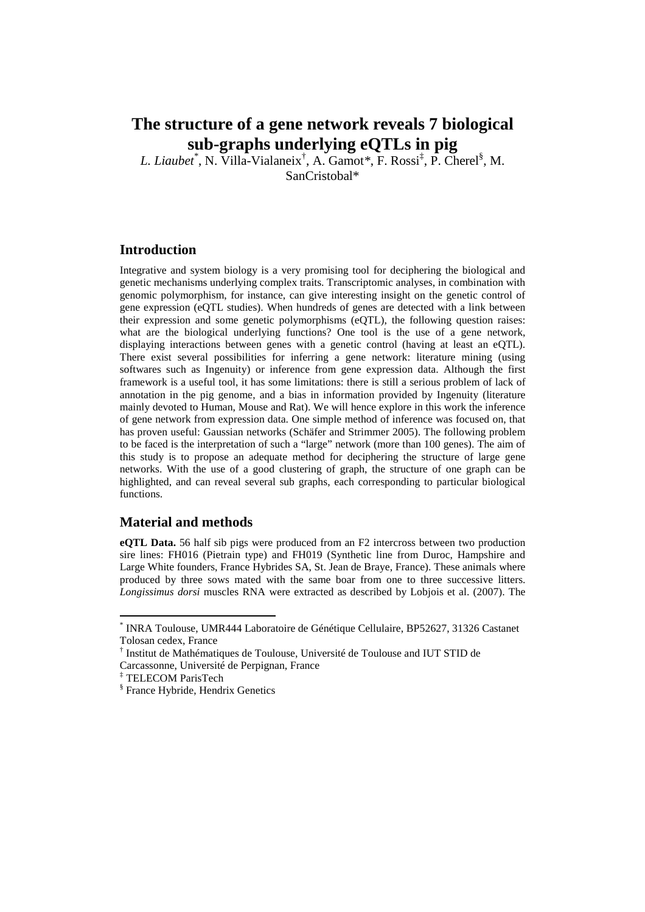# The structure of a gene network reveals 7 biological sub-graphs underlying eQTLs in pig

*L. Liaubet*[*], N. Villa-Vialaneix[†], A. Gamot*, F. Rossi[‡], P. Cherel[§], M. SanCristobal*

## Introduction

Integrative and system biology is a very promising tool for deciphering the biological and genetic mechanisms underlying complex traits. Transcriptomic analyses, in combination with genomic polymorphism, for instance, can give interesting insight on the genetic control of gene expression (eQTL studies). When hundreds of genes are detected with a link between their expression and some genetic polymorphisms (eQTL), the following question raises: what are the biological underlying functions? One tool is the use of a gene network, displaying interactions between genes with a genetic control (having at least an eQTL). There exist several possibilities for inferring a gene network: literature mining (using softwares such as Ingenuity) or inference from gene expression data. Although the first framework is a useful tool, it has some limitations: there is still a serious problem of lack of annotation in the pig genome, and a bias in information provided by Ingenuity (literature mainly devoted to Human, Mouse and Rat). We will hence explore in this work the inference of gene network from expression data. One simple method of inference was focused on, that has proven useful: Gaussian networks (Schäfer and Strimmer 2005). The following problem to be faced is the interpretation of such a "large" network (more than 100 genes). The aim of this study is to propose an adequate method for deciphering the structure of large gene networks. With the use of a good clustering of graph, the structure of one graph can be highlighted, and can reveal several sub graphs, each corresponding to particular biological functions.

## Material and methods

**eQTL Data.** 56 half sib pigs were produced from an F2 intercross between two production sire lines: FH016 (Pietrain type) and FH019 (Synthetic line from Duroc, Hampshire and Large White founders, France Hybrides SA, St. Jean de Braye, France). These animals where produced by three sows mated with the same boar from one to three successive litters. *Longissimus dorsi* muscles RNA were extracted as described by Lobjois et al. (2007). The

---

[*] INRA Toulouse, UMR444 Laboratoire de Génétique Cellulaire, BP52627, 31326 Castanet Tolosan cedex, France

[†] Institut de Mathématiques de Toulouse, Université de Toulouse and IUT STID de Carcassonne, Université de Perpignan, France

[‡] TELECOM ParisTech

[§] France Hybride, Hendrix Genetics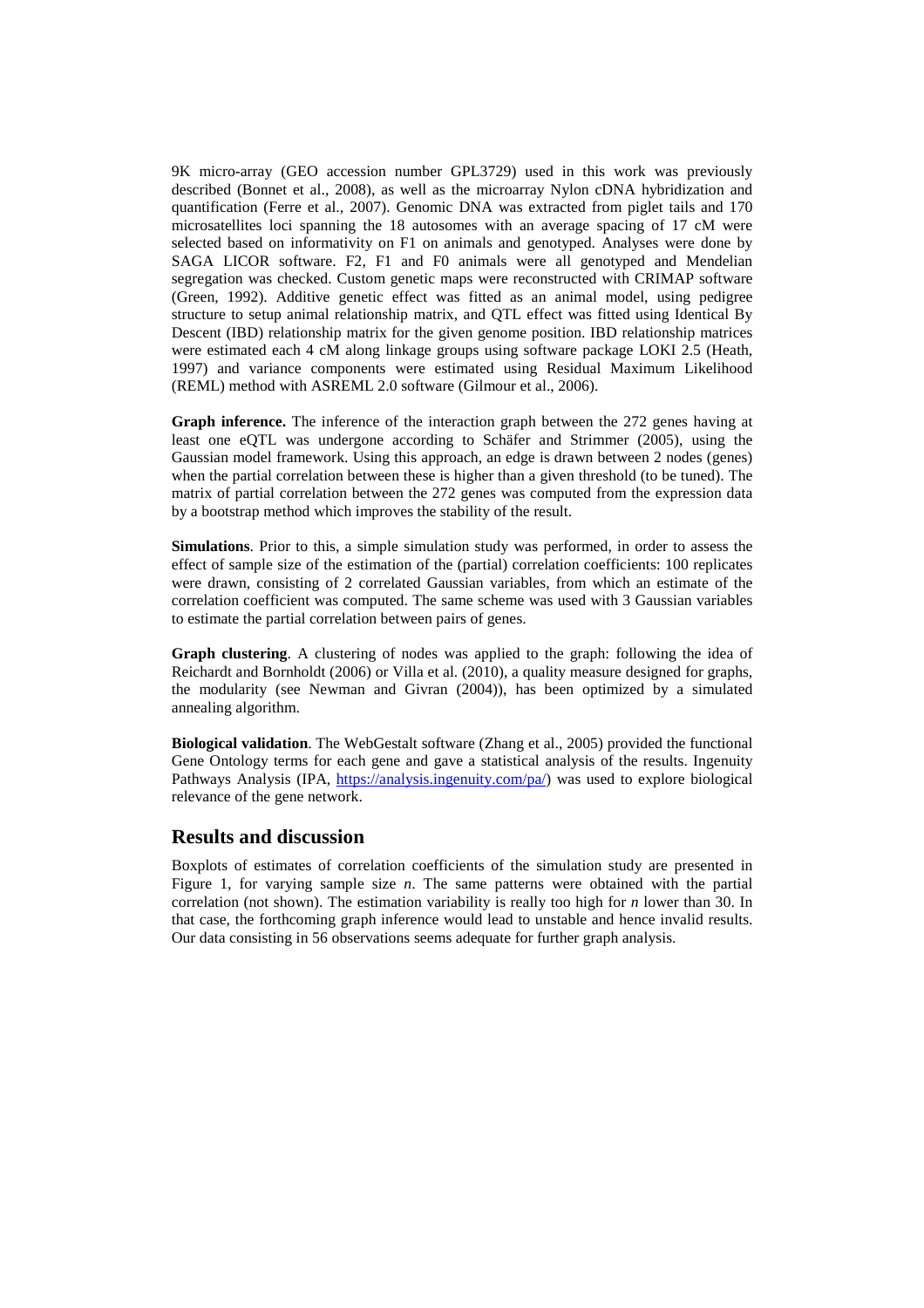9K micro-array (GEO accession number GPL3729) used in this work was previously described (Bonnet et al., 2008), as well as the microarray Nylon cDNA hybridization and quantification (Ferre et al., 2007). Genomic DNA was extracted from piglet tails and 170 microsatellites loci spanning the 18 autosomes with an average spacing of 17 cM were selected based on informativity on F1 on animals and genotyped. Analyses were done by SAGA LICOR software. F2, F1 and F0 animals were all genotyped and Mendelian segregation was checked. Custom genetic maps were reconstructed with CRIMAP software (Green, 1992). Additive genetic effect was fitted as an animal model, using pedigree structure to setup animal relationship matrix, and QTL effect was fitted using Identical By Descent (IBD) relationship matrix for the given genome position. IBD relationship matrices were estimated each 4 cM along linkage groups using software package LOKI 2.5 (Heath, 1997) and variance components were estimated using Residual Maximum Likelihood (REML) method with ASREML 2.0 software (Gilmour et al., 2006).

**Graph inference.** The inference of the interaction graph between the 272 genes having at least one eQTL was undergone according to Schäfer and Strimmer (2005), using the Gaussian model framework. Using this approach, an edge is drawn between 2 nodes (genes) when the partial correlation between these is higher than a given threshold (to be tuned). The matrix of partial correlation between the 272 genes was computed from the expression data by a bootstrap method which improves the stability of the result.

**Simulations**. Prior to this, a simple simulation study was performed, in order to assess the effect of sample size of the estimation of the (partial) correlation coefficients: 100 replicates were drawn, consisting of 2 correlated Gaussian variables, from which an estimate of the correlation coefficient was computed. The same scheme was used with 3 Gaussian variables to estimate the partial correlation between pairs of genes.

**Graph clustering**. A clustering of nodes was applied to the graph: following the idea of Reichardt and Bornholdt (2006) or Villa et al. (2010), a quality measure designed for graphs, the modularity (see Newman and Givran (2004)), has been optimized by a simulated annealing algorithm.

**Biological validation**. The WebGestalt software (Zhang et al., 2005) provided the functional Gene Ontology terms for each gene and gave a statistical analysis of the results. Ingenuity Pathways Analysis (IPA, https://analysis.ingenuity.com/pa/) was used to explore biological relevance of the gene network.

## Results and discussion

Boxplots of estimates of correlation coefficients of the simulation study are presented in Figure 1, for varying sample size $n$. The same patterns were obtained with the partial correlation (not shown). The estimation variability is really too high for $n$ lower than 30. In that case, the forthcoming graph inference would lead to unstable and hence invalid results. Our data consisting in 56 observations seems adequate for further graph analysis.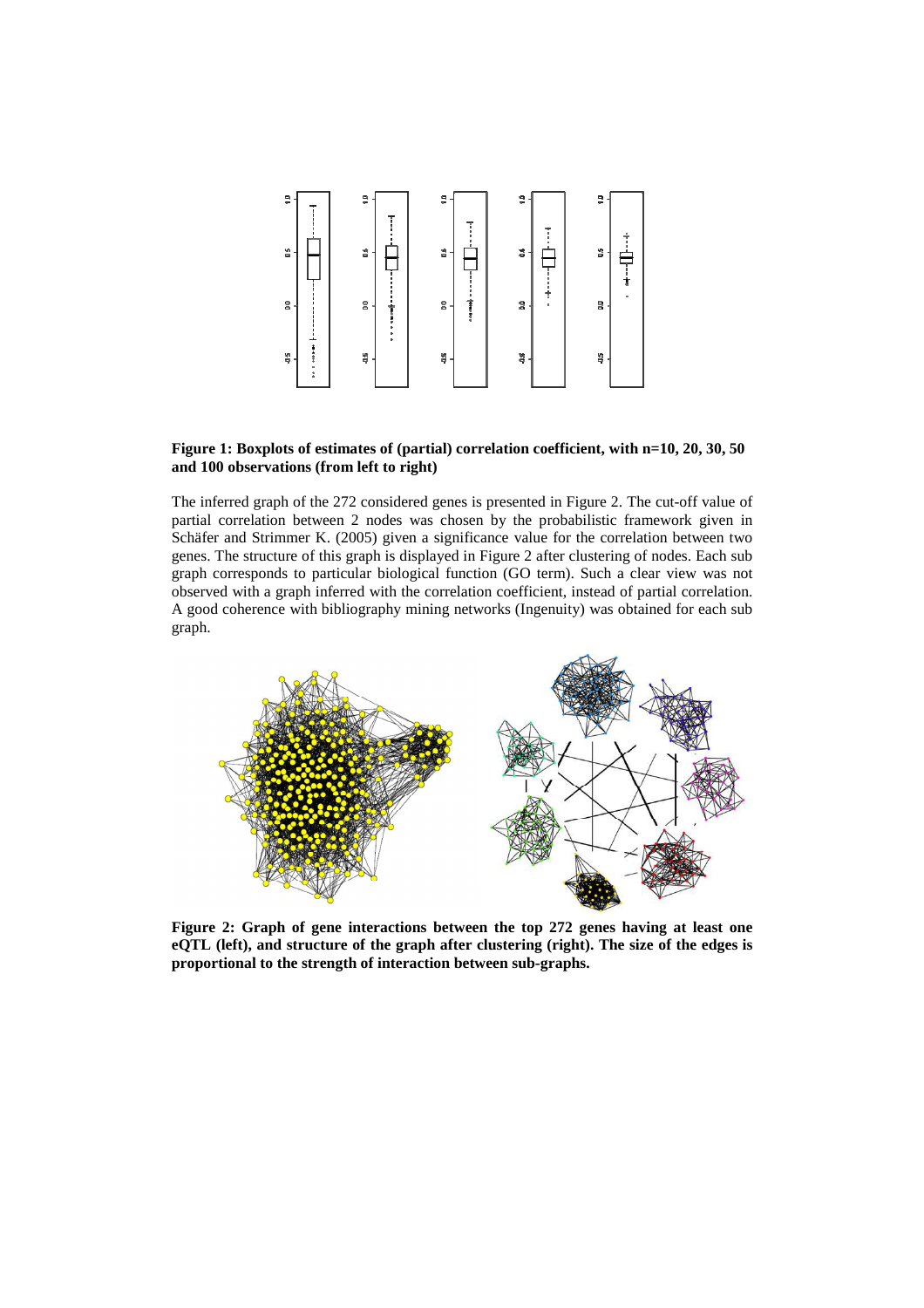**Figure 1: Boxplots of estimates of (partial) correlation coefficient, with n=10, 20, 30, 50 and 100 observations (from left to right)**

The inferred graph of the 272 considered genes is presented in Figure 2. The cut-off value of partial correlation between 2 nodes was chosen by the probabilistic framework given in Schäfer and Strimmer K. (2005) given a significance value for the correlation between two genes. The structure of this graph is displayed in Figure 2 after clustering of nodes. Each sub graph corresponds to particular biological function (GO term). Such a clear view was not observed with a graph inferred with the correlation coefficient, instead of partial correlation. A good coherence with bibliography mining networks (Ingenuity) was obtained for each sub graph.

**Figure 2: Graph of gene interactions between the top 272 genes having at least one eQTL (left), and structure of the graph after clustering (right). The size of the edges is proportional to the strength of interaction between sub-graphs.**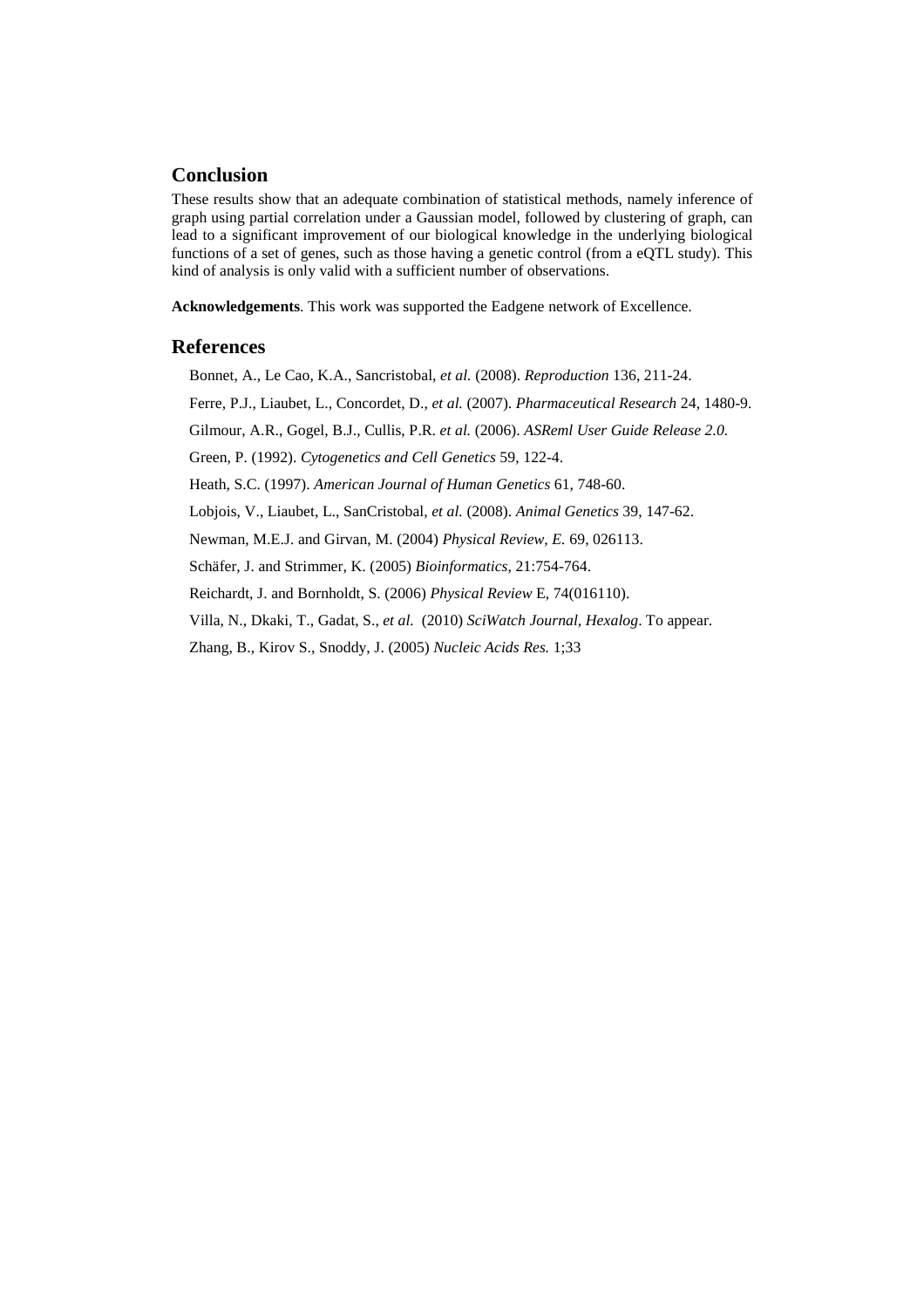## Conclusion

These results show that an adequate combination of statistical methods, namely inference of graph using partial correlation under a Gaussian model, followed by clustering of graph, can lead to a significant improvement of our biological knowledge in the underlying biological functions of a set of genes, such as those having a genetic control (from a eQTL study). This kind of analysis is only valid with a sufficient number of observations.

**Acknowledgements**. This work was supported the Eadgene network of Excellence.

## References

Bonnet, A., Le Cao, K.A., Sancristobal, *et al.* (2008). *Reproduction* 136, 211-24.

Ferre, P.J., Liaubet, L., Concordet, D., *et al.* (2007). *Pharmaceutical Research* 24, 1480-9.

Gilmour, A.R., Gogel, B.J., Cullis, P.R. *et al.* (2006). *ASReml User Guide Release 2.0.*

Green, P. (1992). *Cytogenetics and Cell Genetics* 59, 122-4.

Heath, S.C. (1997). *American Journal of Human Genetics* 61, 748-60.

Lobjois, V., Liaubet, L., SanCristobal, *et al.* (2008). *Animal Genetics* 39, 147-62.

Newman, M.E.J. and Girvan, M. (2004) *Physical Review, E.* 69, 026113.

Schäfer, J. and Strimmer, K. (2005) *Bioinformatics*, 21:754-764.

Reichardt, J. and Bornholdt, S. (2006) *Physical Review* E, 74(016110).

Villa, N., Dkaki, T., Gadat, S., *et al.* (2010) *SciWatch Journal, Hexalog*. To appear.

Zhang, B., Kirov S., Snoddy, J. (2005) *Nucleic Acids Res.* 1;33